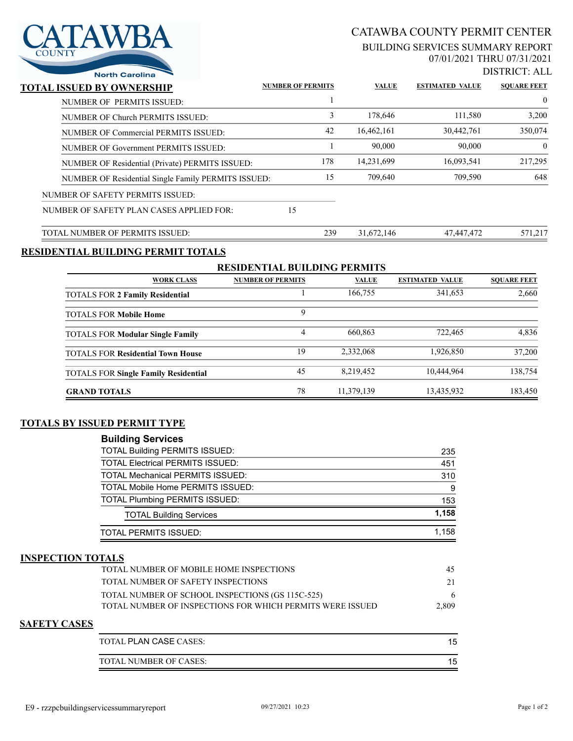CATAWBA COUNTY North Carolina

# CATAWBA COUNTY PERMIT CENTER

## BUILDING SERVICES SUMMARY REPORT

07/01/2021 THRU 07/31/2021

DISTRICT: ALL

## TOTAL ISSUED BY OWNERSHIP

| | NUMBER OF PERMITS | VALUE | ESTIMATED VALUE | SQUARE FEET |
|---|---|---|---|---|
| NUMBER OF PERMITS ISSUED: | 1 | | | 0 |
| NUMBER OF Church PERMITS ISSUED: | 3 | 178,646 | 111,580 | 3,200 |
| NUMBER OF Commercial PERMITS ISSUED: | 42 | 16,462,161 | 30,442,761 | 350,074 |
| NUMBER OF Government PERMITS ISSUED: | 1 | 90,000 | 90,000 | 0 |
| NUMBER OF Residential (Private) PERMITS ISSUED: | 178 | 14,231,699 | 16,093,541 | 217,295 |
| NUMBER OF Residential Single Family PERMITS ISSUED: | 15 | 709,640 | 709,590 | 648 |
| NUMBER OF SAFETY PERMITS ISSUED: | | | | |
| NUMBER OF SAFETY PLAN CASES APPLIED FOR: 15 | | | | |
| TOTAL NUMBER OF PERMITS ISSUED: | 239 | 31,672,146 | 47,447,472 | 571,217 |

## RESIDENTIAL BUILDING PERMIT TOTALS

### RESIDENTIAL BUILDING PERMITS

| WORK CLASS | NUMBER OF PERMITS | VALUE | ESTIMATED VALUE | SQUARE FEET |
|---|---|---|---|---|
| TOTALS FOR **2 Family Residential** | 1 | 166,755 | 341,653 | 2,660 |
| TOTALS FOR **Mobile Home** | 9 | | | |
| TOTALS FOR **Modular Single Family** | 4 | 660,863 | 722,465 | 4,836 |
| TOTALS FOR **Residential Town House** | 19 | 2,332,068 | 1,926,850 | 37,200 |
| TOTALS FOR **Single Family Residential** | 45 | 8,219,452 | 10,444,964 | 138,754 |
| **GRAND TOTALS** | 78 | 11,379,139 | 13,435,932 | 183,450 |

## TOTALS BY ISSUED PERMIT TYPE

### Building Services

| | |
|---|---|
| TOTAL Building PERMITS ISSUED: | 235 |
| TOTAL Electrical PERMITS ISSUED: | 451 |
| TOTAL Mechanical PERMITS ISSUED: | 310 |
| TOTAL Mobile Home PERMITS ISSUED: | 9 |
| TOTAL Plumbing PERMITS ISSUED: | 153 |
| TOTAL Building Services | **1,158** |
| TOTAL PERMITS ISSUED: | 1,158 |

## INSPECTION TOTALS

| | |
|---|---|
| TOTAL NUMBER OF MOBILE HOME INSPECTIONS | 45 |
| TOTAL NUMBER OF SAFETY INSPECTIONS | 21 |
| TOTAL NUMBER OF SCHOOL INSPECTIONS (GS 115C-525) | 6 |
| TOTAL NUMBER OF INSPECTIONS FOR WHICH PERMITS WERE ISSUED | 2,809 |

## SAFETY CASES

| | |
|---|---|
| TOTAL PLAN CASE CASES: | 15 |
| TOTAL NUMBER OF CASES: | 15 |

E9 - rzzpcbuildingservicessummaryreport 09/27/2021 10:23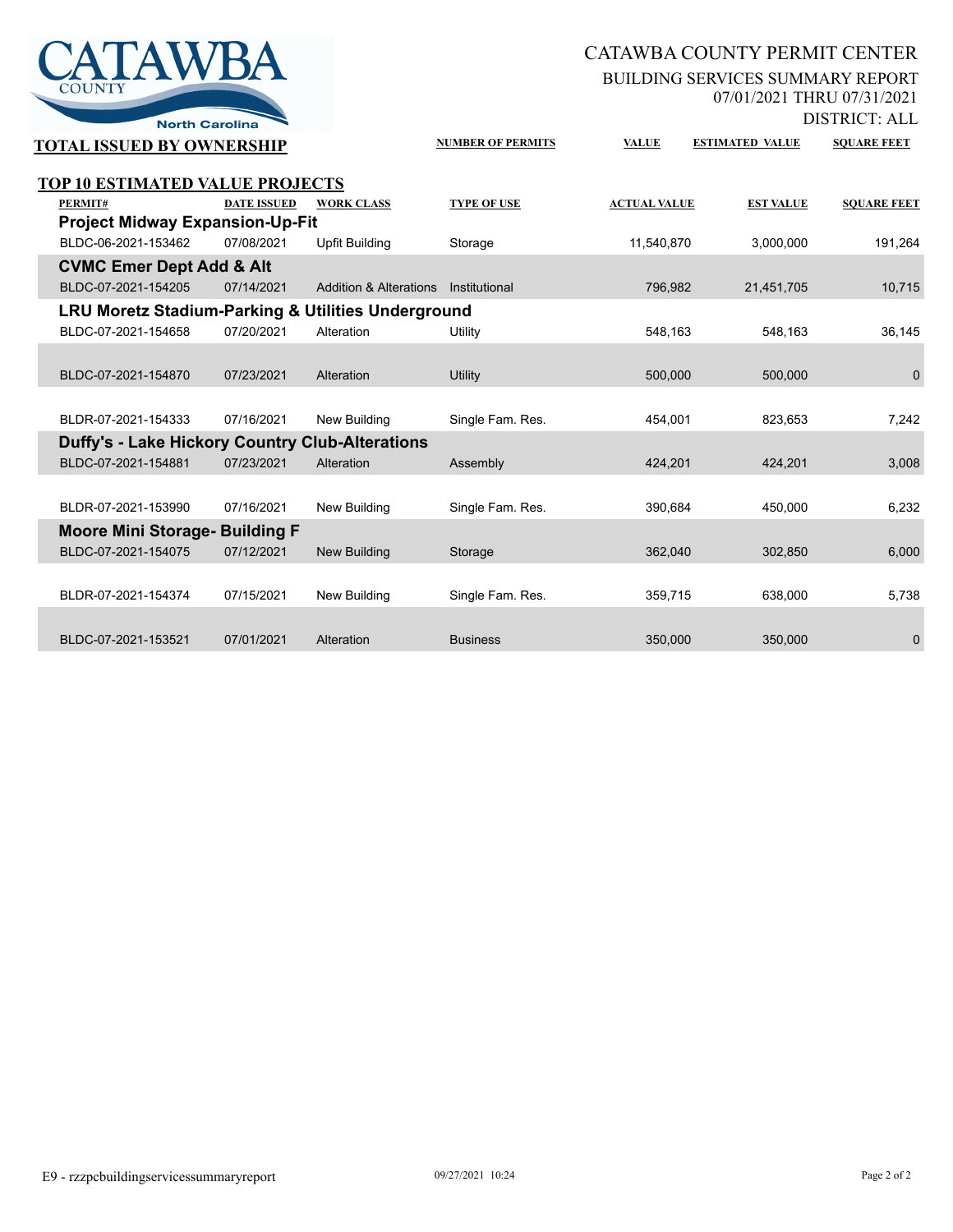CATAWBA COUNTY PERMIT CENTER

BUILDING SERVICES SUMMARY REPORT

07/01/2021 THRU 07/31/2021

DISTRICT: ALL

| TOTAL ISSUED BY OWNERSHIP | NUMBER OF PERMITS | VALUE | ESTIMATED VALUE | SQUARE FEET |
|---|---|---|---|---|

## TOP 10 ESTIMATED VALUE PROJECTS

| PERMIT# | DATE ISSUED | WORK CLASS | TYPE OF USE | ACTUAL VALUE | EST VALUE | SQUARE FEET |
|---|---|---|---|---|---|---|
| **Project Midway Expansion-Up-Fit** | | | | | | |
| BLDC-06-2021-153462 | 07/08/2021 | Upfit Building | Storage | 11,540,870 | 3,000,000 | 191,264 |
| **CVMC Emer Dept Add & Alt** | | | | | | |
| BLDC-07-2021-154205 | 07/14/2021 | Addition & Alterations | Institutional | 796,982 | 21,451,705 | 10,715 |
| **LRU Moretz Stadium-Parking & Utilities Underground** | | | | | | |
| BLDC-07-2021-154658 | 07/20/2021 | Alteration | Utility | 548,163 | 548,163 | 36,145 |
| BLDC-07-2021-154870 | 07/23/2021 | Alteration | Utility | 500,000 | 500,000 | 0 |
| BLDR-07-2021-154333 | 07/16/2021 | New Building | Single Fam. Res. | 454,001 | 823,653 | 7,242 |
| **Duffy's - Lake Hickory Country Club-Alterations** | | | | | | |
| BLDC-07-2021-154881 | 07/23/2021 | Alteration | Assembly | 424,201 | 424,201 | 3,008 |
| BLDR-07-2021-153990 | 07/16/2021 | New Building | Single Fam. Res. | 390,684 | 450,000 | 6,232 |
| **Moore Mini Storage- Building F** | | | | | | |
| BLDC-07-2021-154075 | 07/12/2021 | New Building | Storage | 362,040 | 302,850 | 6,000 |
| BLDR-07-2021-154374 | 07/15/2021 | New Building | Single Fam. Res. | 359,715 | 638,000 | 5,738 |
| BLDC-07-2021-153521 | 07/01/2021 | Alteration | Business | 350,000 | 350,000 | 0 |

E9 - rzzpcbuildingservicessummaryreport 09/27/2021 10:24